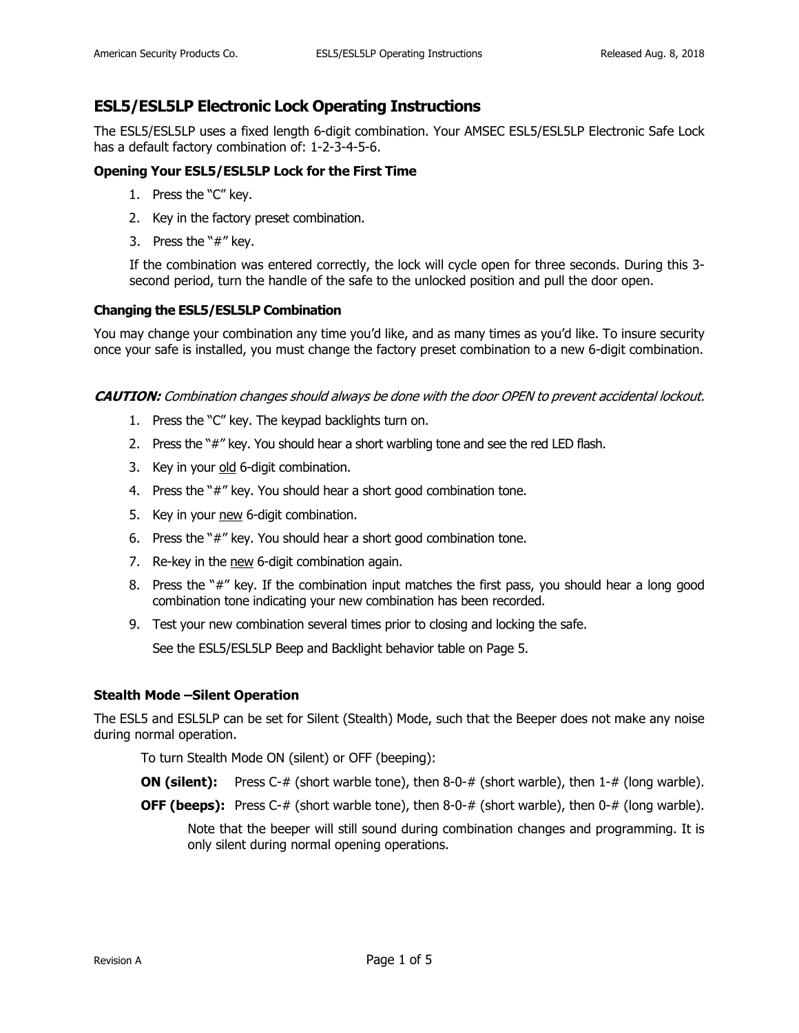# ESL5/ESL5LP Electronic Lock Operating Instructions

The ESL5/ESL5LP uses a fixed length 6-digit combination. Your AMSEC ESL5/ESL5LP Electronic Safe Lock has a default factory combination of: 1-2-3-4-5-6.

### Opening Your ESL5/ESL5LP Lock for the First Time

1. Press the "C" key.
2. Key in the factory preset combination.
3. Press the "#" key.

   If the combination was entered correctly, the lock will cycle open for three seconds. During this 3-second period, turn the handle of the safe to the unlocked position and pull the door open.

### Changing the ESL5/ESL5LP Combination

You may change your combination any time you'd like, and as many times as you'd like. To insure security once your safe is installed, you must change the factory preset combination to a new 6-digit combination.

***CAUTION:*** *Combination changes should always be done with the door OPEN to prevent accidental lockout.*

1. Press the "C" key. The keypad backlights turn on.
2. Press the "#" key. You should hear a short warbling tone and see the red LED flash.
3. Key in your <u>old</u> 6-digit combination.
4. Press the "#" key. You should hear a short good combination tone.
5. Key in your <u>new</u> 6-digit combination.
6. Press the "#" key. You should hear a short good combination tone.
7. Re-key in the <u>new</u> 6-digit combination again.
8. Press the "#" key. If the combination input matches the first pass, you should hear a long good combination tone indicating your new combination has been recorded.
9. Test your new combination several times prior to closing and locking the safe.

   See the ESL5/ESL5LP Beep and Backlight behavior table on Page 5.

### Stealth Mode –Silent Operation

The ESL5 and ESL5LP can be set for Silent (Stealth) Mode, such that the Beeper does not make any noise during normal operation.

To turn Stealth Mode ON (silent) or OFF (beeping):

**ON (silent):** Press C-# (short warble tone), then 8-0-# (short warble), then 1-# (long warble).

**OFF (beeps):** Press C-# (short warble tone), then 8-0-# (short warble), then 0-# (long warble).

Note that the beeper will still sound during combination changes and programming. It is only silent during normal opening operations.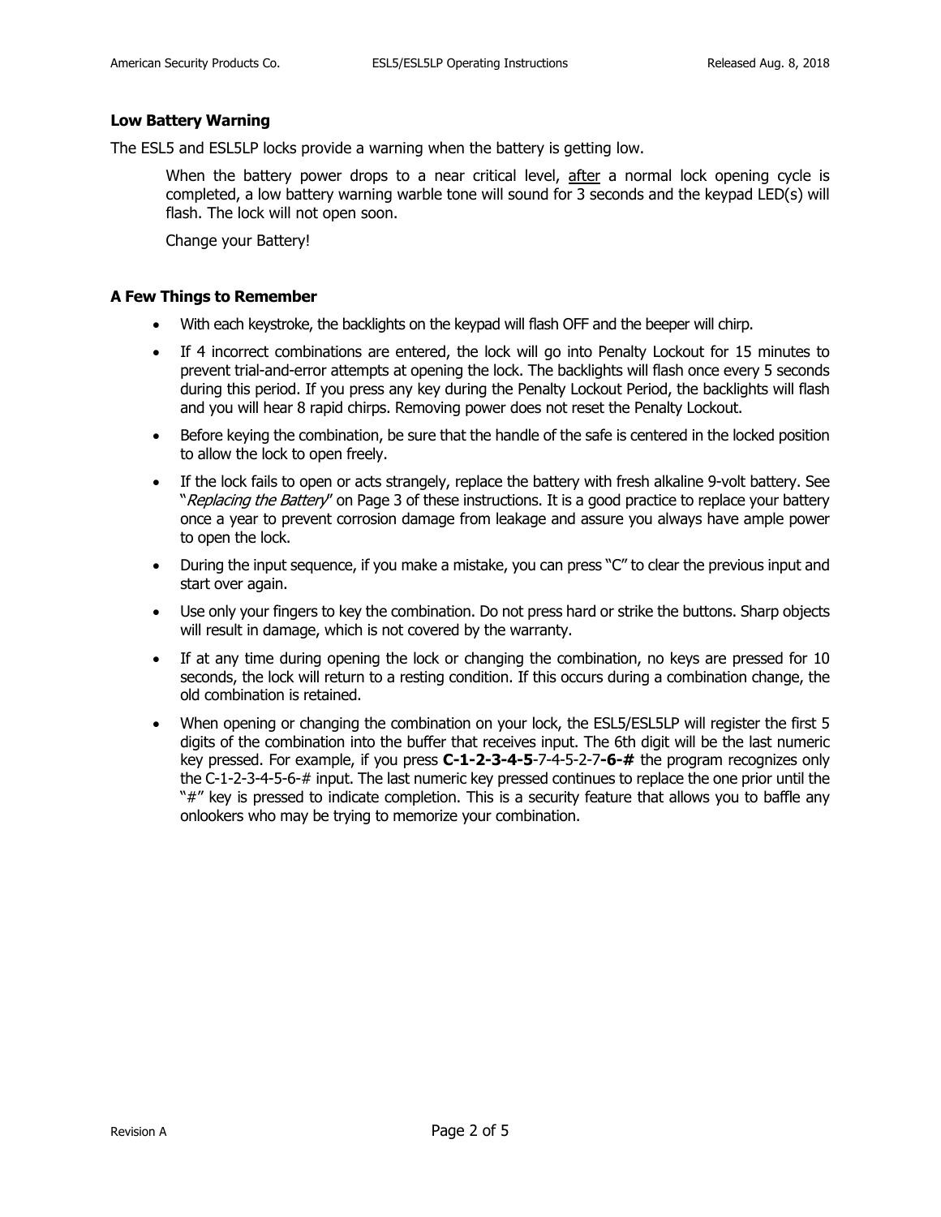### Low Battery Warning

The ESL5 and ESL5LP locks provide a warning when the battery is getting low.

> When the battery power drops to a near critical level, after a normal lock opening cycle is completed, a low battery warning warble tone will sound for 3 seconds and the keypad LED(s) will flash. The lock will not open soon.
>
> Change your Battery!

### A Few Things to Remember

- With each keystroke, the backlights on the keypad will flash OFF and the beeper will chirp.
- If 4 incorrect combinations are entered, the lock will go into Penalty Lockout for 15 minutes to prevent trial-and-error attempts at opening the lock. The backlights will flash once every 5 seconds during this period. If you press any key during the Penalty Lockout Period, the backlights will flash and you will hear 8 rapid chirps. Removing power does not reset the Penalty Lockout.
- Before keying the combination, be sure that the handle of the safe is centered in the locked position to allow the lock to open freely.
- If the lock fails to open or acts strangely, replace the battery with fresh alkaline 9-volt battery. See "*Replacing the Battery*" on Page 3 of these instructions. It is a good practice to replace your battery once a year to prevent corrosion damage from leakage and assure you always have ample power to open the lock.
- During the input sequence, if you make a mistake, you can press "C" to clear the previous input and start over again.
- Use only your fingers to key the combination. Do not press hard or strike the buttons. Sharp objects will result in damage, which is not covered by the warranty.
- If at any time during opening the lock or changing the combination, no keys are pressed for 10 seconds, the lock will return to a resting condition. If this occurs during a combination change, the old combination is retained.
- When opening or changing the combination on your lock, the ESL5/ESL5LP will register the first 5 digits of the combination into the buffer that receives input. The 6th digit will be the last numeric key pressed. For example, if you press **C-1-2-3-4-5**-7-4-5-2-7**-6-#** the program recognizes only the C-1-2-3-4-5-6-# input. The last numeric key pressed continues to replace the one prior until the "#" key is pressed to indicate completion. This is a security feature that allows you to baffle any onlookers who may be trying to memorize your combination.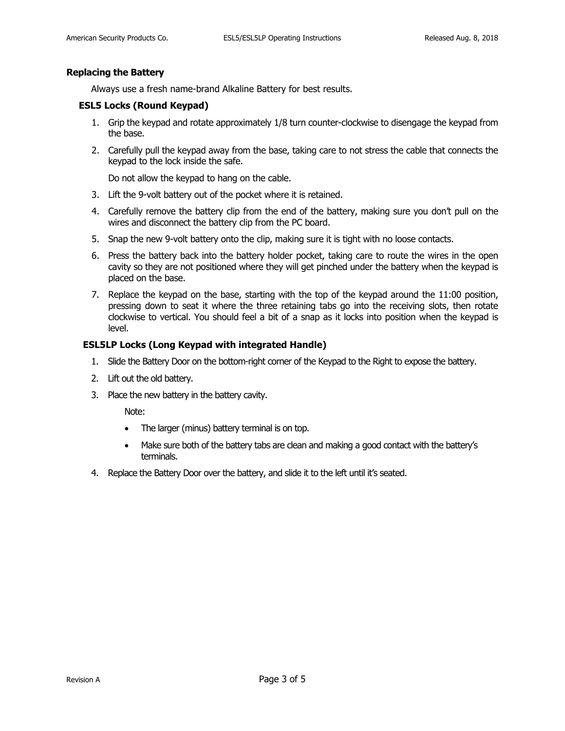## Replacing the Battery

Always use a fresh name-brand Alkaline Battery for best results.

### ESL5 Locks (Round Keypad)

1. Grip the keypad and rotate approximately 1/8 turn counter-clockwise to disengage the keypad from the base.
2. Carefully pull the keypad away from the base, taking care to not stress the cable that connects the keypad to the lock inside the safe.

   Do not allow the keypad to hang on the cable.
3. Lift the 9-volt battery out of the pocket where it is retained.
4. Carefully remove the battery clip from the end of the battery, making sure you don't pull on the wires and disconnect the battery clip from the PC board.
5. Snap the new 9-volt battery onto the clip, making sure it is tight with no loose contacts.
6. Press the battery back into the battery holder pocket, taking care to route the wires in the open cavity so they are not positioned where they will get pinched under the battery when the keypad is placed on the base.
7. Replace the keypad on the base, starting with the top of the keypad around the 11:00 position, pressing down to seat it where the three retaining tabs go into the receiving slots, then rotate clockwise to vertical. You should feel a bit of a snap as it locks into position when the keypad is level.

### ESL5LP Locks (Long Keypad with integrated Handle)

1. Slide the Battery Door on the bottom-right corner of the Keypad to the Right to expose the battery.
2. Lift out the old battery.
3. Place the new battery in the battery cavity.

   Note:

   - The larger (minus) battery terminal is on top.
   - Make sure both of the battery tabs are clean and making a good contact with the battery's terminals.
4. Replace the Battery Door over the battery, and slide it to the left until it's seated.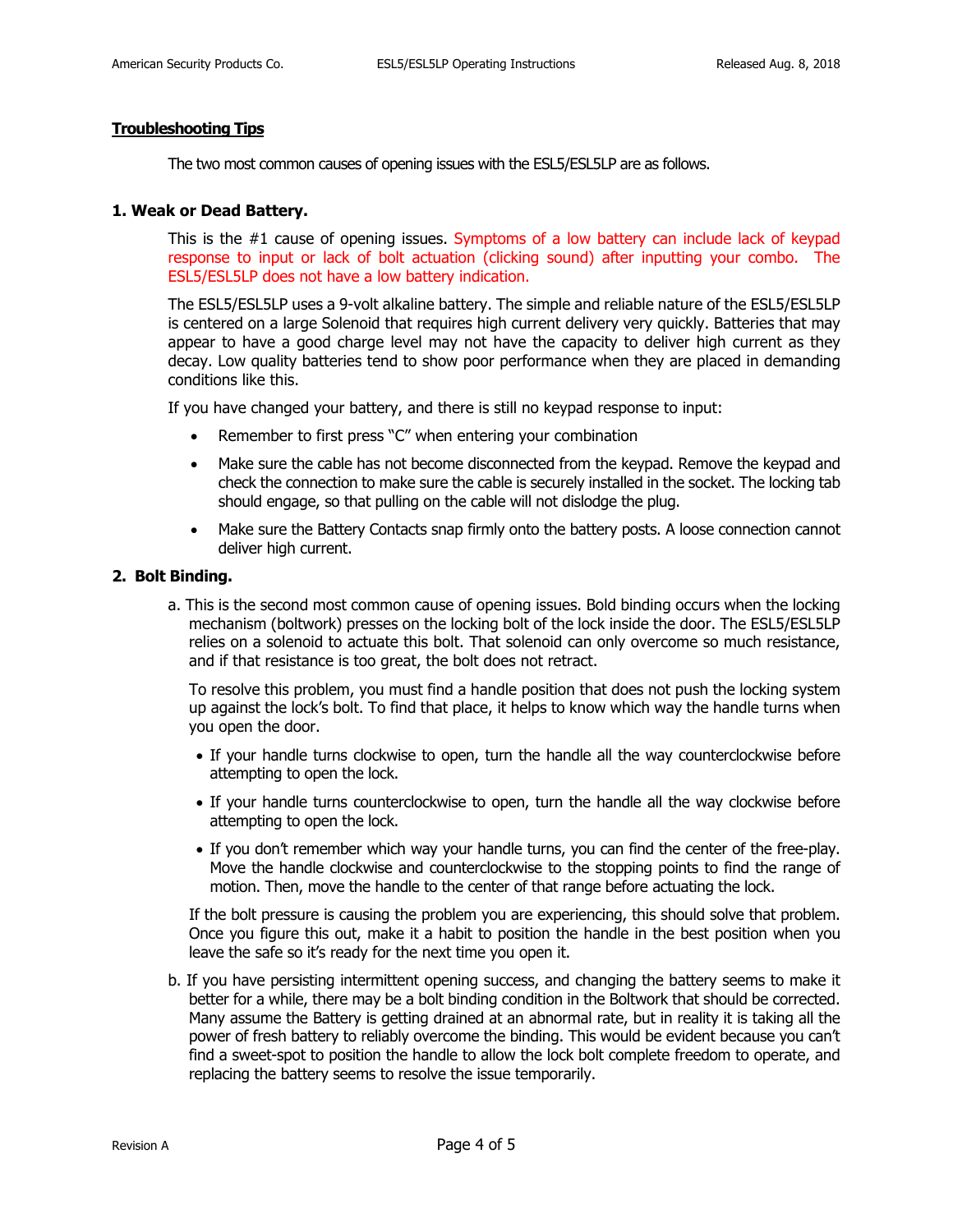## Troubleshooting Tips

The two most common causes of opening issues with the ESL5/ESL5LP are as follows.

### 1. Weak or Dead Battery.

This is the #1 cause of opening issues. Symptoms of a low battery can include lack of keypad response to input or lack of bolt actuation (clicking sound) after inputting your combo. The ESL5/ESL5LP does not have a low battery indication.

The ESL5/ESL5LP uses a 9-volt alkaline battery. The simple and reliable nature of the ESL5/ESL5LP is centered on a large Solenoid that requires high current delivery very quickly. Batteries that may appear to have a good charge level may not have the capacity to deliver high current as they decay. Low quality batteries tend to show poor performance when they are placed in demanding conditions like this.

If you have changed your battery, and there is still no keypad response to input:

- Remember to first press "C" when entering your combination
- Make sure the cable has not become disconnected from the keypad. Remove the keypad and check the connection to make sure the cable is securely installed in the socket. The locking tab should engage, so that pulling on the cable will not dislodge the plug.
- Make sure the Battery Contacts snap firmly onto the battery posts. A loose connection cannot deliver high current.

### 2. Bolt Binding.

a. This is the second most common cause of opening issues. Bold binding occurs when the locking mechanism (boltwork) presses on the locking bolt of the lock inside the door. The ESL5/ESL5LP relies on a solenoid to actuate this bolt. That solenoid can only overcome so much resistance, and if that resistance is too great, the bolt does not retract.

To resolve this problem, you must find a handle position that does not push the locking system up against the lock's bolt. To find that place, it helps to know which way the handle turns when you open the door.

- If your handle turns clockwise to open, turn the handle all the way counterclockwise before attempting to open the lock.
- If your handle turns counterclockwise to open, turn the handle all the way clockwise before attempting to open the lock.
- If you don't remember which way your handle turns, you can find the center of the free-play. Move the handle clockwise and counterclockwise to the stopping points to find the range of motion. Then, move the handle to the center of that range before actuating the lock.

If the bolt pressure is causing the problem you are experiencing, this should solve that problem. Once you figure this out, make it a habit to position the handle in the best position when you leave the safe so it's ready for the next time you open it.

b. If you have persisting intermittent opening success, and changing the battery seems to make it better for a while, there may be a bolt binding condition in the Boltwork that should be corrected. Many assume the Battery is getting drained at an abnormal rate, but in reality it is taking all the power of fresh battery to reliably overcome the binding. This would be evident because you can't find a sweet-spot to position the handle to allow the lock bolt complete freedom to operate, and replacing the battery seems to resolve the issue temporarily.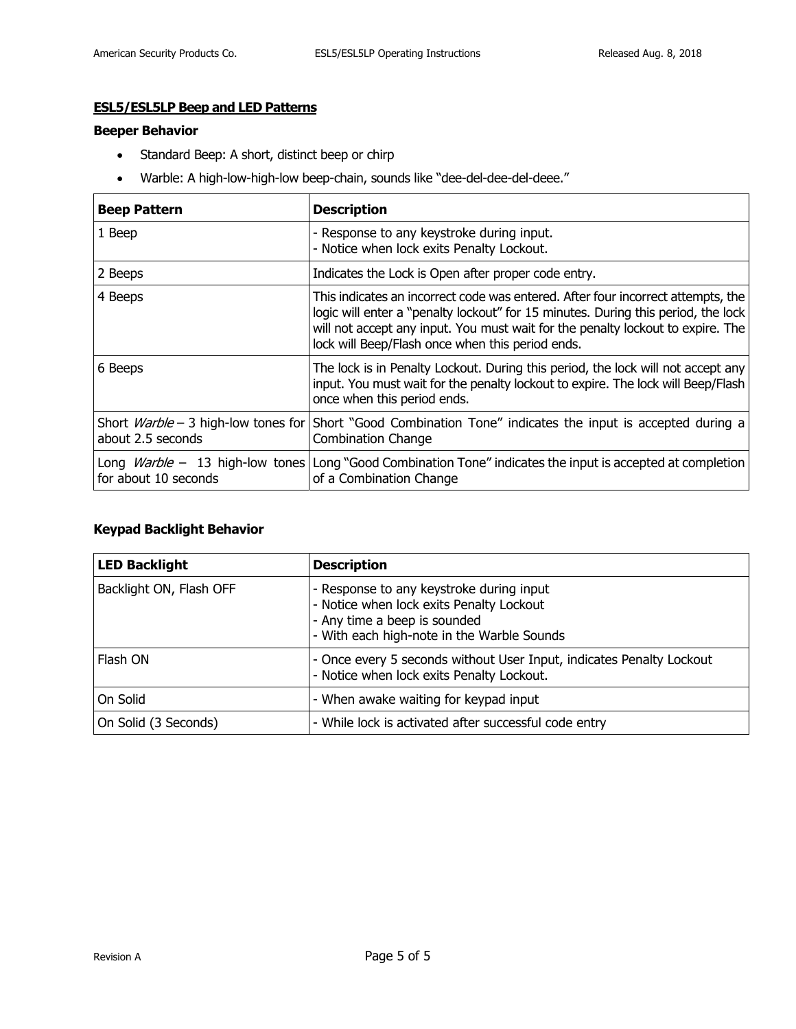## ESL5/ESL5LP Beep and LED Patterns

### Beeper Behavior

- Standard Beep: A short, distinct beep or chirp
- Warble: A high-low-high-low beep-chain, sounds like "dee-del-dee-del-deee."

| Beep Pattern | Description |
|---|---|
| 1 Beep | - Response to any keystroke during input.<br>- Notice when lock exits Penalty Lockout. |
| 2 Beeps | Indicates the Lock is Open after proper code entry. |
| 4 Beeps | This indicates an incorrect code was entered. After four incorrect attempts, the logic will enter a "penalty lockout" for 15 minutes. During this period, the lock will not accept any input. You must wait for the penalty lockout to expire. The lock will Beep/Flash once when this period ends. |
| 6 Beeps | The lock is in Penalty Lockout. During this period, the lock will not accept any input. You must wait for the penalty lockout to expire. The lock will Beep/Flash once when this period ends. |
| Short *Warble* – 3 high-low tones for about 2.5 seconds | Short "Good Combination Tone" indicates the input is accepted during a Combination Change |
| Long *Warble* – 13 high-low tones for about 10 seconds | Long "Good Combination Tone" indicates the input is accepted at completion of a Combination Change |

### Keypad Backlight Behavior

| LED Backlight | Description |
|---|---|
| Backlight ON, Flash OFF | - Response to any keystroke during input<br>- Notice when lock exits Penalty Lockout<br>- Any time a beep is sounded<br>- With each high-note in the Warble Sounds |
| Flash ON | - Once every 5 seconds without User Input, indicates Penalty Lockout<br>- Notice when lock exits Penalty Lockout. |
| On Solid | - When awake waiting for keypad input |
| On Solid (3 Seconds) | - While lock is activated after successful code entry |